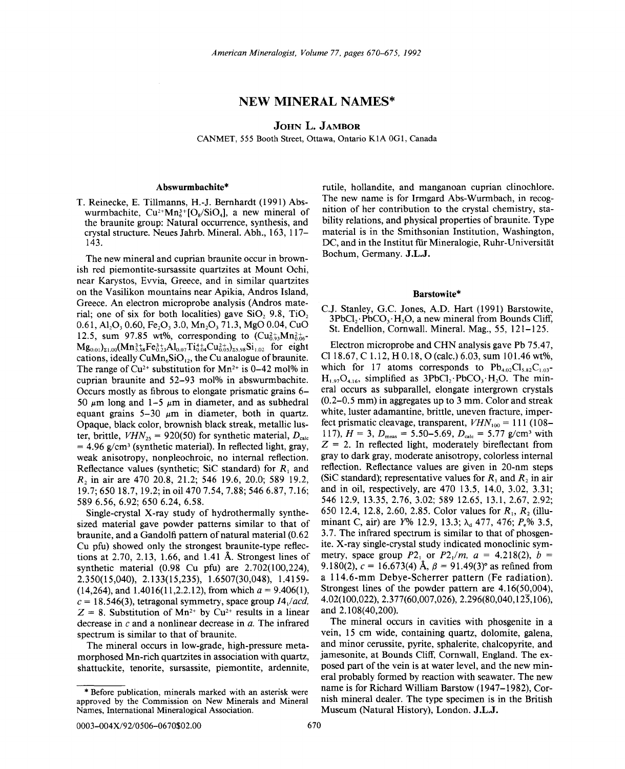# NEW MINERAL NAMES*

**John L. Jambor**

CANMET, 555 Booth Street, Ottawa, Ontario K1A 0G1, Canada

## Abswurmbachite*

T. Reinecke, E. Tillmanns, H.-J. Bernhardt (1991) Abswurmbachite, $Cu^{2+}Mn^{3+}_6[O_8/SiO_4]$, a new mineral of the braunite group: Natural occurrence, synthesis, and crystal structure. Neues Jahrb. Mineral. Abh., 163, 117–143.

The new mineral and cuprian braunite occur in brownish red piemontite-sursassite quartzites at Mount Ochi, near Karystos, Evvia, Greece, and in similar quartzites on the Vasilikon mountains near Apikia, Andros Island, Greece. An electron microprobe analysis (Andros material; one of six for both localities) gave $SiO_2$ 9.8, $TiO_2$ 0.61, $Al_2O_3$ 0.60, $Fe_2O_3$ 3.0, $Mn_2O_3$ 71.3, MgO 0.04, CuO 12.5, sum 97.85 wt%, corresponding to $(Cu^{2+}_{0.93}Mn^{2+}_{0.06}Mg_{0.01})_{\Sigma 1.00}(Mn^{3+}_{5.58}Fe^{3+}_{0.23}Al_{0.07}Ti^{4+}_{0.04}Cu^{2+}_{0.05})_{\Sigma 5.98}Si_{1.02}$ for eight cations, ideally $CuMn_6SiO_{12}$, the Cu analogue of braunite. The range of $Cu^{2+}$ substitution for $Mn^{2+}$ is 0–42 mol% in cuprian braunite and 52–93 mol% in abswurmbachite. Occurs mostly as fibrous to elongate prismatic grains 6–50 μm long and 1–5 μm in diameter, and as subhedral equant grains 5–30 μm in diameter, both in quartz. Opaque, black color, brownish black streak, metallic luster, brittle, $VHN_{25}$ = 920(50) for synthetic material, $D_{calc}$ = 4.96 g/cm³ (synthetic material). In reflected light, gray, weak anisotropy, nonpleochroic, no internal reflection. Reflectance values (synthetic; SiC standard) for $R_1$ and $R_2$ in air are 470 20.8, 21.2; 546 19.6, 20.0; 589 19.2, 19.7; 650 18.7, 19.2; in oil 470 7.54, 7.88; 546 6.87, 7.16; 589 6.56, 6.92; 650 6.24, 6.58.

Single-crystal X-ray study of hydrothermally synthesized material gave powder patterns similar to that of braunite, and a Gandolfi pattern of natural material (0.62 Cu pfu) showed only the strongest braunite-type reflections at 2.70, 2.13, 1.66, and 1.41 Å. Strongest lines of synthetic material (0.98 Cu pfu) are 2.702(100,224), 2.350(15,040), 2.133(15,235), 1.6507(30,048), 1.4159(14,264), and 1.4016(11,2.2.12), from which $a$ = 9.406(1), $c$ = 18.546(3), tetragonal symmetry, space group $I4_1/acd$, $Z$ = 8. Substitution of $Mn^{2+}$ by $Cu^{2+}$ results in a linear decrease in $c$ and a nonlinear decrease in $a$. The infrared spectrum is similar to that of braunite.

The mineral occurs in low-grade, high-pressure metamorphosed Mn-rich quartzites in association with quartz, shattuckite, tenorite, sursassite, piemontite, ardennite, rutile, hollandite, and manganoan cuprian clinochlore. The new name is for Irmgard Abs-Wurmbach, in recognition of her contribution to the crystal chemistry, stability relations, and physical properties of braunite. Type material is in the Smithsonian Institution, Washington, DC, and in the Institut für Mineralogie, Ruhr-Universität Bochum, Germany. **J.L.J.**

## Barstowite*

C.J. Stanley, G.C. Jones, A.D. Hart (1991) Barstowite, $3PbCl_2 \cdot PbCO_3 \cdot H_2O$, a new mineral from Bounds Cliff, St. Endellion, Cornwall. Mineral. Mag., 55, 121–125.

Electron microprobe and CHN analysis gave Pb 75.47, Cl 18.67, C 1.12, H 0.18, O (calc.) 6.03, sum 101.46 wt%, which for 17 atoms corresponds to $Pb_{4.02}Cl_{5.82}C_{1.03}H_{1.97}O_{4.16}$, simplified as $3PbCl_2 \cdot PbCO_3 \cdot H_2O$. The mineral occurs as subparallel, elongate intergrown crystals (0.2–0.5 mm) in aggregates up to 3 mm. Color and streak white, luster adamantine, brittle, uneven fracture, imperfect prismatic cleavage, transparent, $VHN_{100}$ = 111 (108–117), $H$ = 3, $D_{meas}$ = 5.50–5.69, $D_{calc}$ = 5.77 g/cm³ with $Z$ = 2. In reflected light, moderately bireflectant from gray to dark gray, moderate anisotropy, colorless internal reflection. Reflectance values are given in 20-nm steps (SiC standard); representative values for $R_1$ and $R_2$ in air and in oil, respectively, are 470 13.5, 14.0, 3.02, 3.31; 546 12.9, 13.35, 2.76, 3.02; 589 12.65, 13.1, 2.67, 2.92; 650 12.4, 12.8, 2.60, 2.85. Color values for $R_1$, $R_2$ (illuminant C, air) are $Y$% 12.9, 13.3; $\lambda_d$ 477, 476; $P_e$% 3.5, 3.7. The infrared spectrum is similar to that of phosgenite. X-ray single-crystal study indicated monoclinic symmetry, space group $P2_1$ or $P2_1/m$, $a$ = 4.218(2), $b$ = 9.180(2), $c$ = 16.673(4) Å, $\beta$ = 91.49(3)° as refined from a 114.6-mm Debye-Scherrer pattern (Fe radiation). Strongest lines of the powder pattern are 4.16(50,004), 4.02(100,022), 2.377(60,007,026), 2.296(80,040,12$\bar{5}$,106), and 2.108(40,200).

The mineral occurs in cavities with phosgenite in a vein, 15 cm wide, containing quartz, dolomite, galena, and minor cerussite, pyrite, sphalerite, chalcopyrite, and jamesonite, at Bounds Cliff, Cornwall, England. The exposed part of the vein is at water level, and the new mineral probably formed by reaction with seawater. The new name is for Richard William Barstow (1947–1982), Cornish mineral dealer. The type specimen is in the British Museum (Natural History), London. **J.L.J.**

---

\* Before publication, minerals marked with an asterisk were approved by the Commission on New Minerals and Mineral Names, International Mineralogical Association.

0003-004X/92/0506-0670$02.00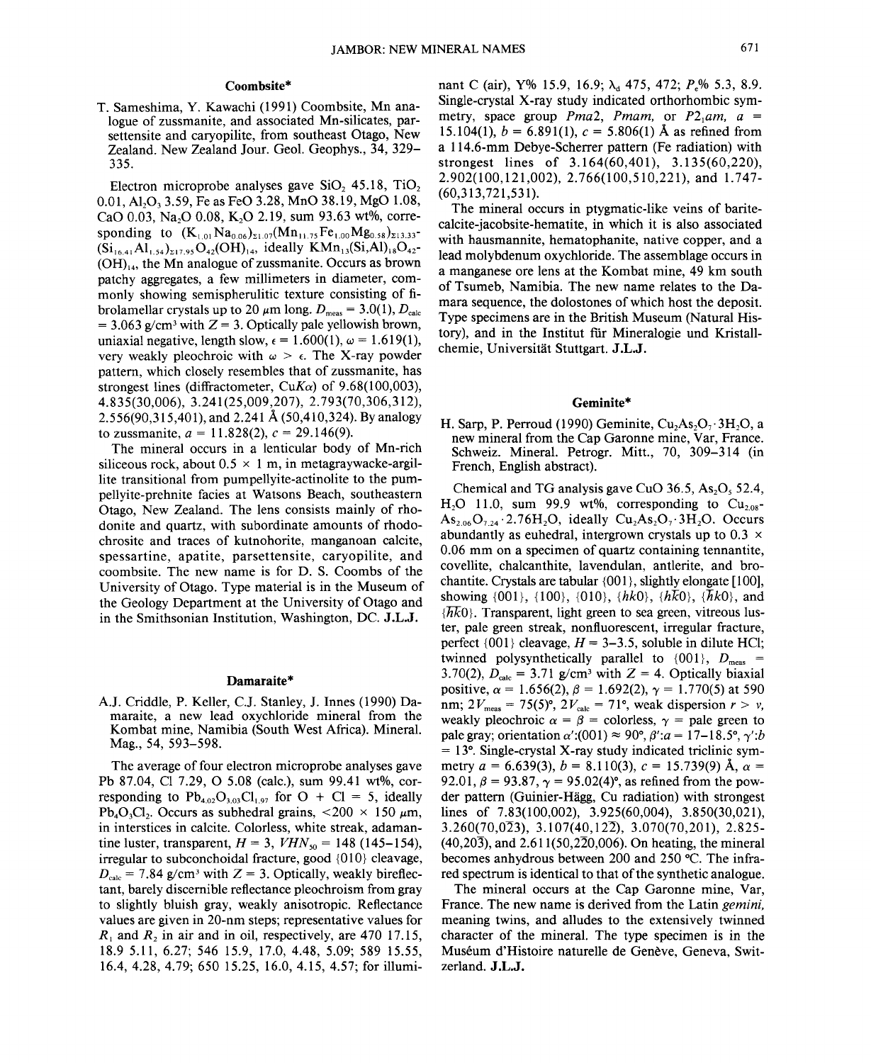## Coombsite*

T. Sameshima, Y. Kawachi (1991) Coombsite, Mn analogue of zussmanite, and associated Mn-silicates, parsettensite and caryopilite, from southeast Otago, New Zealand. New Zealand Jour. Geol. Geophys., 34, 329–335.

Electron microprobe analyses gave $SiO_2$ 45.18, $TiO_2$ 0.01, $Al_2O_3$ 3.59, Fe as FeO 3.28, MnO 38.19, MgO 1.08, CaO 0.03, $Na_2O$ 0.08, $K_2O$ 2.19, sum 93.63 wt%, corresponding to $(K_{1.01}Na_{0.06})_{\Sigma1.07}(Mn_{11.75}Fe_{1.00}Mg_{0.58})_{\Sigma13.33}(Si_{16.41}Al_{1.54})_{\Sigma17.95}O_{42}(OH)_{14}$, ideally $KMn_{13}(Si,Al)_{18}O_{42}(OH)_{14}$, the Mn analogue of zussmanite. Occurs as brown patchy aggregates, a few millimeters in diameter, commonly showing semispherulitic texture consisting of fibrolamellar crystals up to 20 μm long. $D_{meas}$ = 3.0(1), $D_{calc}$ = 3.063 g/cm³ with $Z$ = 3. Optically pale yellowish brown, uniaxial negative, length slow, $\epsilon$ = 1.600(1), $\omega$ = 1.619(1), very weakly pleochroic with $\omega > \epsilon$. The X-ray powder pattern, which closely resembles that of zussmanite, has strongest lines (diffractometer, $CuK\alpha$) of 9.68(100,003), 4.835(30,006), 3.241(25,009,207), 2.793(70,306,312), 2.556(90,315,401), and 2.241 Å (50,410,324). By analogy to zussmanite, $a$ = 11.828(2), $c$ = 29.146(9).

The mineral occurs in a lenticular body of Mn-rich siliceous rock, about 0.5 × 1 m, in metagraywacke-argillite transitional from pumpellyite-actinolite to the pumpellyite-prehnite facies at Watsons Beach, southeastern Otago, New Zealand. The lens consists mainly of rhodonite and quartz, with subordinate amounts of rhodochrosite and traces of kutnohorite, manganoan calcite, spessartine, apatite, parsettensite, caryopilite, and coombsite. The new name is for D. S. Coombs of the University of Otago. Type material is in the Museum of the Geology Department at the University of Otago and in the Smithsonian Institution, Washington, DC. **J.L.J.**

## Damaraite*

A.J. Criddle, P. Keller, C.J. Stanley, J. Innes (1990) Damaraite, a new lead oxychloride mineral from the Kombat mine, Namibia (South West Africa). Mineral. Mag., 54, 593–598.

The average of four electron microprobe analyses gave Pb 87.04, Cl 7.29, O 5.08 (calc.), sum 99.41 wt%, corresponding to $Pb_{4.02}O_{3.03}Cl_{1.97}$ for O + Cl = 5, ideally $Pb_4O_3Cl_2$. Occurs as subhedral grains, <200 × 150 μm, in interstices in calcite. Colorless, white streak, adamantine luster, transparent, $H$ = 3, $VHN_{50}$ = 148 (145–154), irregular to subconchoidal fracture, good {010} cleavage, $D_{calc}$ = 7.84 g/cm³ with $Z$ = 3. Optically, weakly bireflectant, barely discernible reflectance pleochroism from gray to slightly bluish gray, weakly anisotropic. Reflectance values are given in 20-nm steps; representative values for $R_1$ and $R_2$ in air and in oil, respectively, are 470 17.15, 18.9 5.11, 6.27; 546 15.9, 17.0, 4.48, 5.09; 589 15.55, 16.4, 4.28, 4.79; 650 15.25, 16.0, 4.15, 4.57; for illuminant C (air), Y% 15.9, 16.9; $\lambda_d$ 475, 472; $P_e$% 5.3, 8.9. Single-crystal X-ray study indicated orthorhombic symmetry, space group $Pma2$, $Pmam$, or $P2_1am$, $a$ = 15.104(1), $b$ = 6.891(1), $c$ = 5.806(1) Å as refined from a 114.6-mm Debye-Scherrer pattern (Fe radiation) with strongest lines of 3.164(60,401), 3.135(60,220), 2.902(100,121,002), 2.766(100,510,221), and 1.747-(60,313,721,531).

The mineral occurs in ptygmatic-like veins of barite-calcite-jacobsite-hematite, in which it is also associated with hausmannite, hematophanite, native copper, and a lead molybdenum oxychloride. The assemblage occurs in a manganese ore lens at the Kombat mine, 49 km south of Tsumeb, Namibia. The new name relates to the Damara sequence, the dolostones of which host the deposit. Type specimens are in the British Museum (Natural History), and in the Institut für Mineralogie und Kristallchemie, Universität Stuttgart. **J.L.J.**

## Geminite*

H. Sarp, P. Perroud (1990) Geminite, $Cu_2As_2O_7\cdot3H_2O$, a new mineral from the Cap Garonne mine, Var, France. Schweiz. Mineral. Petrogr. Mitt., 70, 309–314 (in French, English abstract).

Chemical and TG analysis gave CuO 36.5, $As_2O_5$ 52.4, $H_2O$ 11.0, sum 99.9 wt%, corresponding to $Cu_{2.08}As_{2.06}O_{7.24}\cdot2.76H_2O$, ideally $Cu_2As_2O_7\cdot3H_2O$. Occurs abundantly as euhedral, intergrown crystals up to 0.3 × 0.06 mm on a specimen of quartz containing tennantite, covellite, chalcanthite, lavendulan, antlerite, and brochantite. Crystals are tabular {001}, slightly elongate [100], showing {001}, {100}, {010}, {hk0}, {$h\bar{k}$0}, {$\bar{h}k$0}, and {$\bar{h}\bar{k}$0}. Transparent, light green to sea green, vitreous luster, pale green streak, nonfluorescent, irregular fracture, perfect {001} cleavage, $H$ = 3–3.5, soluble in dilute HCl; twinned polysynthetically parallel to {001}, $D_{meas}$ = 3.70(2), $D_{calc}$ = 3.71 g/cm³ with $Z$ = 4. Optically biaxial positive, $\alpha$ = 1.656(2), $\beta$ = 1.692(2), $\gamma$ = 1.770(5) at 590 nm; $2V_{meas}$ = 75(5)°, $2V_{calc}$ = 71°, weak dispersion $r > v$, weakly pleochroic $\alpha = \beta$ = colorless, $\gamma$ = pale green to pale gray; orientation $\alpha'$:(001) ≈ 90°, $\beta'$:$a$ = 17–18.5°, $\gamma'$:$b$ = 13°. Single-crystal X-ray study indicated triclinic symmetry $a$ = 6.639(3), $b$ = 8.110(3), $c$ = 15.739(9) Å, $\alpha$ = 92.01, $\beta$ = 93.87, $\gamma$ = 95.02(4)°, as refined from the powder pattern (Guinier-Hägg, Cu radiation) with strongest lines of 7.83(100,002), 3.925(60,004), 3.850(30,021), 3.260(70,0$\bar{2}$3), 3.107(40,12$\bar{2}$), 3.070(70,201), 2.825-(40,20$\bar{3}$), and 2.611(50,$\bar{2}\bar{2}$0,006). On heating, the mineral becomes anhydrous between 200 and 250 °C. The infrared spectrum is identical to that of the synthetic analogue.

The mineral occurs at the Cap Garonne mine, Var, France. The new name is derived from the Latin *gemini*, meaning twins, and alludes to the extensively twinned character of the mineral. The type specimen is in the Muséum d'Histoire naturelle de Genève, Geneva, Switzerland. **J.L.J.**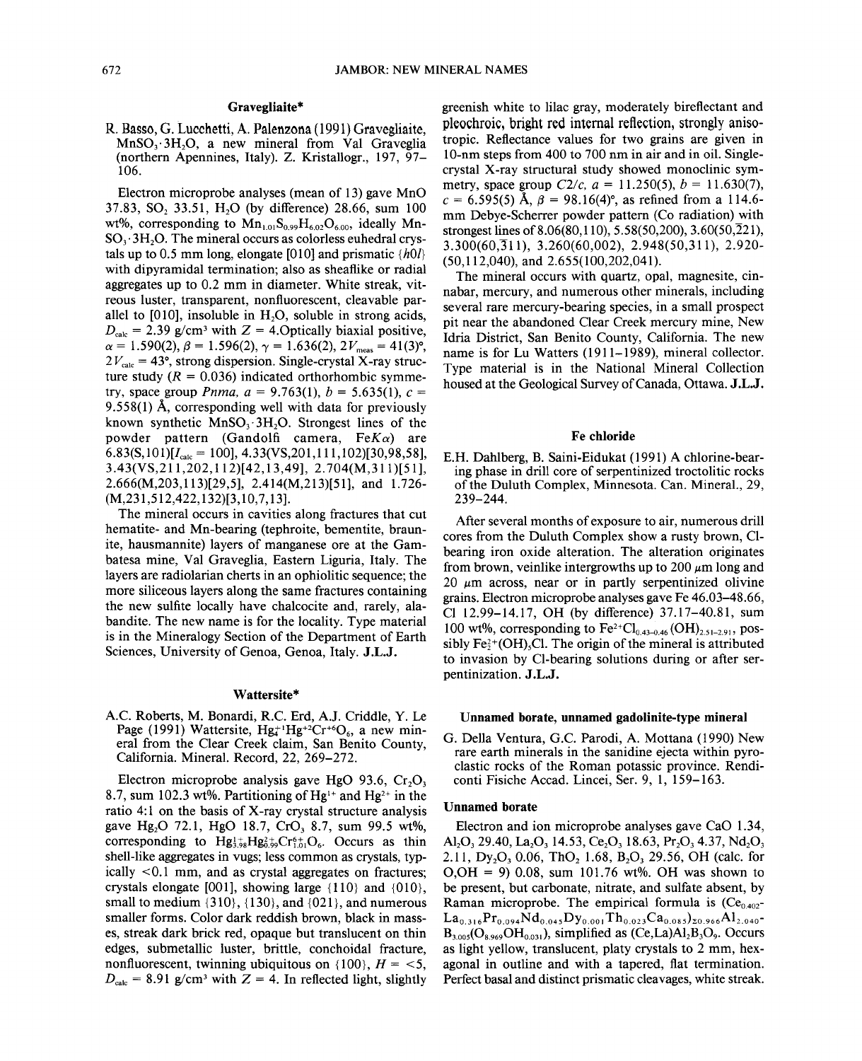### Gravegliaite*

R. Basso, G. Lucchetti, A. Palenzona (1991) Gravegliaite, $MnSO_3 \cdot 3H_2O$, a new mineral from Val Graveglia (northern Apennines, Italy). Z. Kristallogr., 197, 97–106.

Electron microprobe analyses (mean of 13) gave MnO 37.83, $SO_2$ 33.51, $H_2O$ (by difference) 28.66, sum 100 wt%, corresponding to $Mn_{1.01}S_{0.99}H_{6.02}O_{6.00}$, ideally $MnSO_3 \cdot 3H_2O$. The mineral occurs as colorless euhedral crystals up to 0.5 mm long, elongate [010] and prismatic {*h*0*l*} with dipyramidal termination; also as sheaflike or radial aggregates up to 0.2 mm in diameter. White streak, vitreous luster, transparent, nonfluorescent, cleavable parallel to [010], insoluble in $H_2O$, soluble in strong acids, $D_{calc}$ = 2.39 g/cm³ with $Z$ = 4. Optically biaxial positive, $\alpha$ = 1.590(2), $\beta$ = 1.596(2), $\gamma$ = 1.636(2), $2V_{meas}$ = 41(3)°, $2V_{calc}$ = 43°, strong dispersion. Single-crystal X-ray structure study ($R$ = 0.036) indicated orthorhombic symmetry, space group *Pnma*, $a$ = 9.763(1), $b$ = 5.635(1), $c$ = 9.558(1) Å, corresponding well with data for previously known synthetic $MnSO_3 \cdot 3H_2O$. Strongest lines of the powder pattern (Gandolfi camera, Fe$K\alpha$) are 6.83(S,101)[$I_{calc}$ = 100], 4.33(VS,201,111,102)[30,98,58], 3.43(VS,211,202,112)[42,13,49], 2.704(M,311)[51], 2.666(M,203,113)[29,5], 2.414(M,213)[51], and 1.726-(M,231,512,422,132)[3,10,7,13].

The mineral occurs in cavities along fractures that cut hematite- and Mn-bearing (tephroite, bementite, braunite, hausmannite) layers of manganese ore at the Gambatesa mine, Val Graveglia, Eastern Liguria, Italy. The layers are radiolarian cherts in an ophiolitic sequence; the more siliceous layers along the same fractures containing the new sulfite locally have chalcocite and, rarely, alabandite. The new name is for the locality. Type material is in the Mineralogy Section of the Department of Earth Sciences, University of Genoa, Genoa, Italy. **J.L.J.**

### Wattersite*

A.C. Roberts, M. Bonardi, R.C. Erd, A.J. Criddle, Y. Le Page (1991) Wattersite, $Hg_4^{+1}Hg^{+2}Cr^{+6}O_6$, a new mineral from the Clear Creek claim, San Benito County, California. Mineral. Record, 22, 269–272.

Electron microprobe analysis gave HgO 93.6, $Cr_2O_3$ 8.7, sum 102.3 wt%. Partitioning of $Hg^{1+}$ and $Hg^{2+}$ in the ratio 4:1 on the basis of X-ray crystal structure analysis gave $Hg_2O$ 72.1, HgO 18.7, $CrO_3$ 8.7, sum 99.5 wt%, corresponding to $Hg^{1+}_{3.98}Hg^{2+}_{0.99}Cr^{6+}_{1.01}O_6$. Occurs as thin shell-like aggregates in vugs; less common as crystals, typically <0.1 mm, and as crystal aggregates on fractures; crystals elongate [001], showing large {110} and {010}, small to medium {310}, {130}, and {021}, and numerous smaller forms. Color dark reddish brown, black in masses, streak dark brick red, opaque but translucent on thin edges, submetallic luster, brittle, conchoidal fracture, nonfluorescent, twinning ubiquitous on {100}, $H$ = <5, $D_{calc}$ = 8.91 g/cm³ with $Z$ = 4. In reflected light, slightly greenish white to lilac gray, moderately bireflectant and pleochroic, bright red internal reflection, strongly anisotropic. Reflectance values for two grains are given in 10-nm steps from 400 to 700 nm in air and in oil. Single-crystal X-ray structural study showed monoclinic symmetry, space group *C*2/*c*, $a$ = 11.250(5), $b$ = 11.630(7), $c$ = 6.595(5) Å, $\beta$ = 98.16(4)°, as refined from a 114.6-mm Debye-Scherrer powder pattern (Co radiation) with strongest lines of 8.06(80,110), 5.58(50,200), 3.60(50,$\bar{2}$21), 3.300(60,$\bar{3}$11), 3.260(60,002), 2.948(50,311), 2.920-(50,112,040), and 2.655(100,202,041).

The mineral occurs with quartz, opal, magnesite, cinnabar, mercury, and numerous other minerals, including several rare mercury-bearing species, in a small prospect pit near the abandoned Clear Creek mercury mine, New Idria District, San Benito County, California. The new name is for Lu Watters (1911–1989), mineral collector. Type material is in the National Mineral Collection housed at the Geological Survey of Canada, Ottawa. **J.L.J.**

### Fe chloride

E.H. Dahlberg, B. Saini-Eidukat (1991) A chlorine-bearing phase in drill core of serpentinized troctolitic rocks of the Duluth Complex, Minnesota. Can. Mineral., 29, 239–244.

After several months of exposure to air, numerous drill cores from the Duluth Complex show a rusty brown, Cl-bearing iron oxide alteration. The alteration originates from brown, veinlike intergrowths up to 200 μm long and 20 μm across, near or in partly serpentinized olivine grains. Electron microprobe analyses gave Fe 46.03–48.66, Cl 12.99–14.17, OH (by difference) 37.17–40.81, sum 100 wt%, corresponding to $Fe^{2+}Cl_{0.43-0.46}(OH)_{2.51-2.91}$, possibly $Fe_2^{2+}(OH)_3Cl$. The origin of the mineral is attributed to invasion by Cl-bearing solutions during or after serpentinization. **J.L.J.**

### Unnamed borate, unnamed gadolinite-type mineral

G. Della Ventura, G.C. Parodi, A. Mottana (1990) New rare earth minerals in the sanidine ejecta within pyroclastic rocks of the Roman potassic province. Rendiconti Fisiche Accad. Lincei, Ser. 9, 1, 159–163.

#### Unnamed borate

Electron and ion microprobe analyses gave CaO 1.34, $Al_2O_3$ 29.40, $La_2O_3$ 14.53, $Ce_2O_3$ 18.63, $Pr_2O_3$ 4.37, $Nd_2O_3$ 2.11, $Dy_2O_3$ 0.06, $ThO_2$ 1.68, $B_2O_3$ 29.56, OH (calc. for O,OH = 9) 0.08, sum 101.76 wt%. OH was shown to be present, but carbonate, nitrate, and sulfate absent, by Raman microprobe. The empirical formula is $(Ce_{0.402}La_{0.316}Pr_{0.094}Nd_{0.045}Dy_{0.001}Th_{0.023}Ca_{0.085})_{\Sigma 0.966}Al_{2.040}B_{3.005}(O_{8.969}OH_{0.031})$, simplified as $(Ce,La)Al_2B_3O_9$. Occurs as light yellow, translucent, platy crystals to 2 mm, hexagonal in outline and with a tapered, flat termination. Perfect basal and distinct prismatic cleavages, white streak.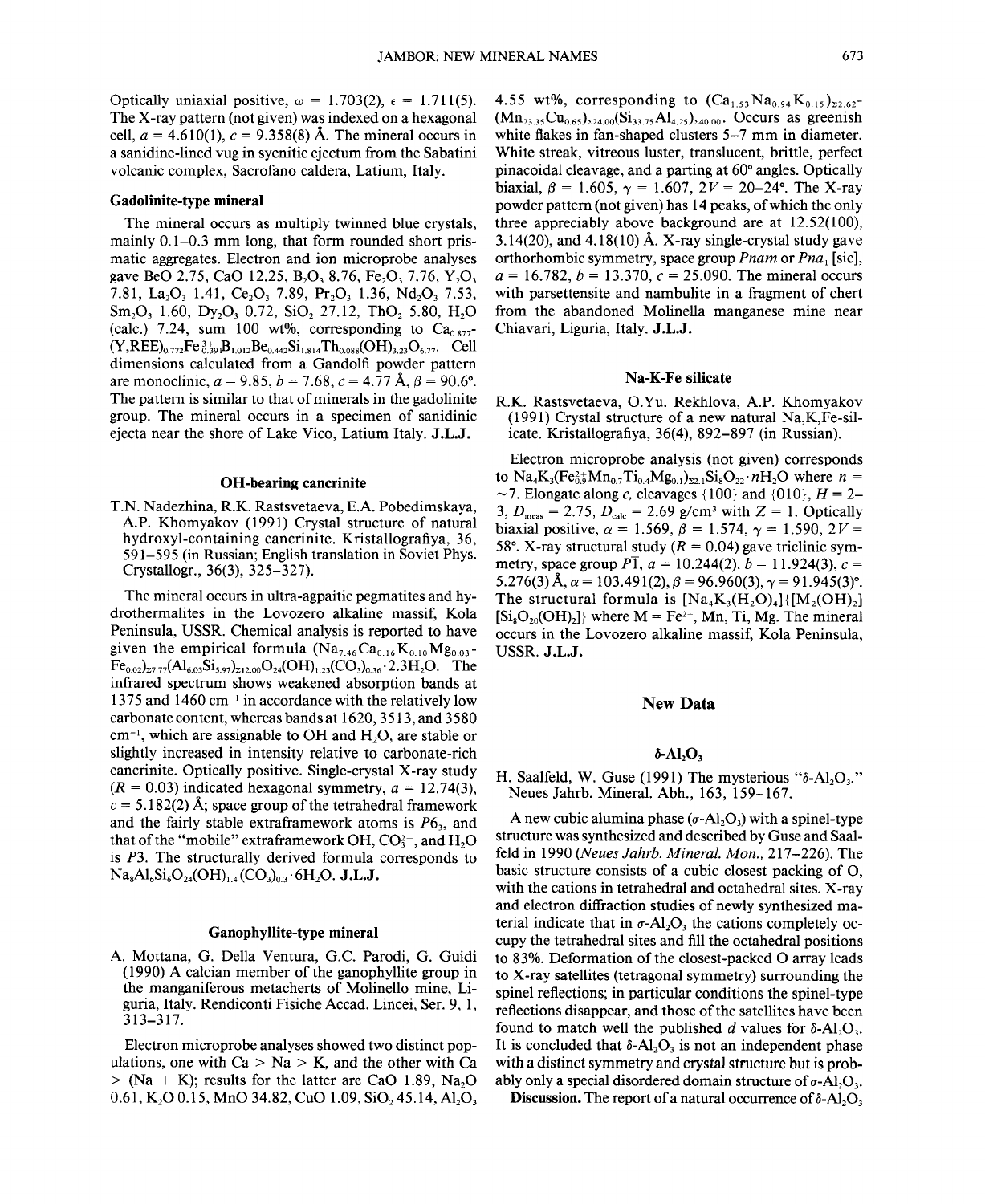Optically uniaxial positive, $\omega$ = 1.703(2), $\epsilon$ = 1.711(5). The X-ray pattern (not given) was indexed on a hexagonal cell, $a$ = 4.610(1), $c$ = 9.358(8) Å. The mineral occurs in a sanidine-lined vug in syenitic ejectum from the Sabatini volcanic complex, Sacrofano caldera, Latium, Italy.

### Gadolinite-type mineral

The mineral occurs as multiply twinned blue crystals, mainly 0.1–0.3 mm long, that form rounded short prismatic aggregates. Electron and ion microprobe analyses gave BeO 2.75, CaO 12.25, $B_2O_3$ 8.76, $Fe_2O_3$ 7.76, $Y_2O_3$ 7.81, $La_2O_3$ 1.41, $Ce_2O_3$ 7.89, $Pr_2O_3$ 1.36, $Nd_2O_3$ 7.53, $Sm_2O_3$ 1.60, $Dy_2O_3$ 0.72, $SiO_2$ 27.12, $ThO_2$ 5.80, $H_2O$ (calc.) 7.24, sum 100 wt%, corresponding to $Ca_{0.877}(Y,REE)_{0.772}Fe^{3+}_{0.391}B_{1.012}Be_{0.442}Si_{1.814}Th_{0.088}(OH)_{3.23}O_{6.77}$. Cell dimensions calculated from a Gandolfi powder pattern are monoclinic, $a$ = 9.85, $b$ = 7.68, $c$ = 4.77 Å, $\beta$ = 90.6°. The pattern is similar to that of minerals in the gadolinite group. The mineral occurs in a specimen of sanidinic ejecta near the shore of Lake Vico, Latium Italy. **J.L.J.**

### OH-bearing cancrinite

T.N. Nadezhina, R.K. Rastsvetaeva, E.A. Pobedimskaya, A.P. Khomyakov (1991) Crystal structure of natural hydroxyl-containing cancrinite. Kristallografiya, 36, 591–595 (in Russian; English translation in Soviet Phys. Crystallogr., 36(3), 325–327).

The mineral occurs in ultra-agpaitic pegmatites and hydrothermalites in the Lovozero alkaline massif, Kola Peninsula, USSR. Chemical analysis is reported to have given the empirical formula $(Na_{7.46}Ca_{0.16}K_{0.10}Mg_{0.03}Fe_{0.02})_{\Sigma 7.77}(Al_{6.03}Si_{5.97})_{\Sigma 12.00}O_{24}(OH)_{1.23}(CO_3)_{0.36}\cdot 2.3H_2O$. The infrared spectrum shows weakened absorption bands at 1375 and 1460 $cm^{-1}$ in accordance with the relatively low carbonate content, whereas bands at 1620, 3513, and 3580 $cm^{-1}$, which are assignable to OH and $H_2O$, are stable or slightly increased in intensity relative to carbonate-rich cancrinite. Optically positive. Single-crystal X-ray study ($R$ = 0.03) indicated hexagonal symmetry, $a$ = 12.74(3), $c$ = 5.182(2) Å; space group of the tetrahedral framework and the fairly stable extraframework atoms is $P6_3$, and that of the "mobile" extraframework OH, $CO_3^{2-}$, and $H_2O$ is $P3$. The structurally derived formula corresponds to $Na_8Al_6Si_6O_{24}(OH)_{1.4}(CO_3)_{0.3}\cdot 6H_2O$. **J.L.J.**

### Ganophyllite-type mineral

A. Mottana, G. Della Ventura, G.C. Parodi, G. Guidi (1990) A calcian member of the ganophyllite group in the manganiferous metacherts of Molinello mine, Liguria, Italy. Rendiconti Fisiche Accad. Lincei, Ser. 9, 1, 313–317.

Electron microprobe analyses showed two distinct populations, one with Ca > Na > K, and the other with Ca > (Na + K); results for the latter are CaO 1.89, $Na_2O$ 0.61, $K_2O$ 0.15, MnO 34.82, CuO 1.09, $SiO_2$ 45.14, $Al_2O_3$ 4.55 wt%, corresponding to $(Ca_{1.53}Na_{0.94}K_{0.15})_{\Sigma 2.62}(Mn_{23.35}Cu_{0.65})_{\Sigma 24.00}(Si_{33.75}Al_{4.25})_{\Sigma 40.00}$. Occurs as greenish white flakes in fan-shaped clusters 5–7 mm in diameter. White streak, vitreous luster, translucent, brittle, perfect pinacoidal cleavage, and a parting at 60° angles. Optically biaxial, $\beta$ = 1.605, $\gamma$ = 1.607, $2V$ = 20–24°. The X-ray powder pattern (not given) has 14 peaks, of which the only three appreciably above background are at 12.52(100), 3.14(20), and 4.18(10) Å. X-ray single-crystal study gave orthorhombic symmetry, space group $Pnam$ or $Pna_1$ [sic], $a$ = 16.782, $b$ = 13.370, $c$ = 25.090. The mineral occurs with parsettensite and nambulite in a fragment of chert from the abandoned Molinella manganese mine near Chiavari, Liguria, Italy. **J.L.J.**

### Na-K-Fe silicate

R.K. Rastsvetaeva, O.Yu. Rekhlova, A.P. Khomyakov (1991) Crystal structure of a new natural Na,K,Fe-silicate. Kristallografiya, 36(4), 892–897 (in Russian).

Electron microprobe analysis (not given) corresponds to $Na_4K_3(Fe^{2+}_{0.9}Mn_{0.7}Ti_{0.4}Mg_{0.1})_{\Sigma 2.1}Si_8O_{22}\cdot nH_2O$ where $n$ = ~7. Elongate along $c$, cleavages {100} and {010}, $H$ = 2–3, $D_{meas}$ = 2.75, $D_{calc}$ = 2.69 g/cm³ with $Z$ = 1. Optically biaxial positive, $\alpha$ = 1.569, $\beta$ = 1.574, $\gamma$ = 1.590, $2V$ = 58°. X-ray structural study ($R$ = 0.04) gave triclinic symmetry, space group $P\bar{1}$, $a$ = 10.244(2), $b$ = 11.924(3), $c$ = 5.276(3) Å, $\alpha$ = 103.491(2), $\beta$ = 96.960(3), $\gamma$ = 91.945(3)°. The structural formula is $[Na_4K_3(H_2O)_4]\{[M_2(OH)_2][Si_8O_{20}(OH)_2]\}$ where M = $Fe^{2+}$, Mn, Ti, Mg. The mineral occurs in the Lovozero alkaline massif, Kola Peninsula, USSR. **J.L.J.**

## New Data

### $\delta$-$Al_2O_3$

H. Saalfeld, W. Guse (1991) The mysterious "$\delta$-$Al_2O_3$." Neues Jahrb. Mineral. Abh., 163, 159–167.

A new cubic alumina phase ($\sigma$-$Al_2O_3$) with a spinel-type structure was synthesized and described by Guse and Saalfeld in 1990 (*Neues Jahrb. Mineral. Mon.*, 217–226). The basic structure consists of a cubic closest packing of O, with the cations in tetrahedral and octahedral sites. X-ray and electron diffraction studies of newly synthesized material indicate that in $\sigma$-$Al_2O_3$ the cations completely occupy the tetrahedral sites and fill the octahedral positions to 83%. Deformation of the closest-packed O array leads to X-ray satellites (tetragonal symmetry) surrounding the spinel reflections; in particular conditions the spinel-type reflections disappear, and those of the satellites have been found to match well the published $d$ values for $\delta$-$Al_2O_3$. It is concluded that $\delta$-$Al_2O_3$ is not an independent phase with a distinct symmetry and crystal structure but is probably only a special disordered domain structure of $\sigma$-$Al_2O_3$.

**Discussion.** The report of a natural occurrence of $\delta$-$Al_2O_3$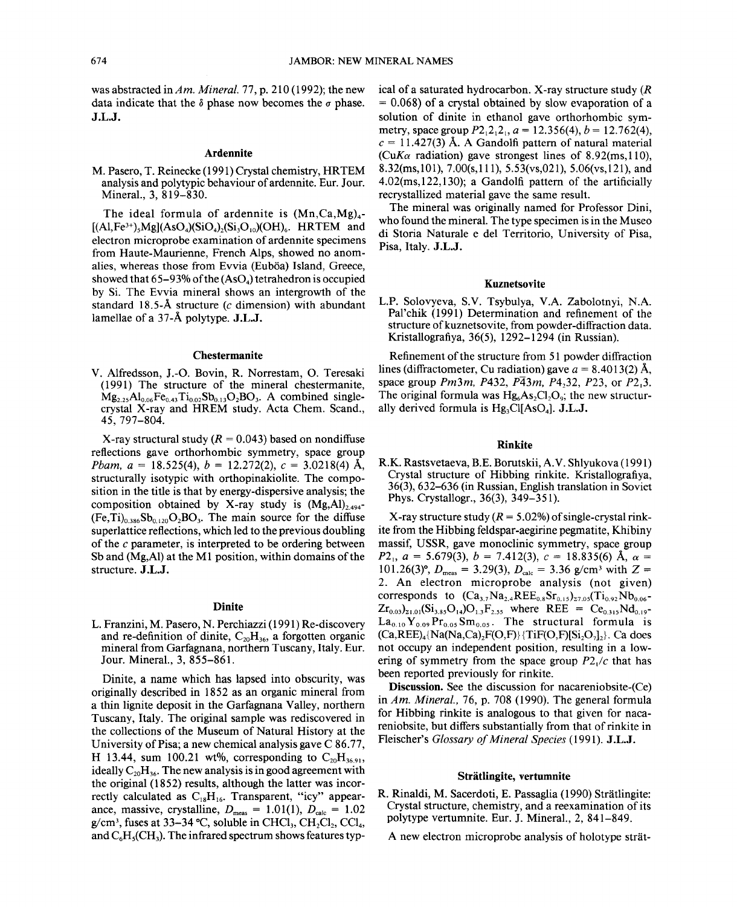was abstracted in *Am. Mineral.* 77, p. 210 (1992); the new data indicate that the δ phase now becomes the σ phase. **J.L.J.**

## Ardennite

M. Pasero, T. Reinecke (1991) Crystal chemistry, HRTEM analysis and polytypic behaviour of ardennite. Eur. Jour. Mineral., 3, 819–830.

The ideal formula of ardennite is $(Mn,Ca,Mg)_4$-$[(Al,Fe^{3+})_5Mg](AsO_4)(SiO_4)_2(Si_3O_{10})(OH)_6$. HRTEM and electron microprobe examination of ardennite specimens from Haute-Maurienne, French Alps, showed no anomalies, whereas those from Evvia (Euböa) Island, Greece, showed that 65–93% of the $(AsO_4)$ tetrahedron is occupied by Si. The Evvia mineral shows an intergrowth of the standard 18.5-Å structure (*c* dimension) with abundant lamellae of a 37-Å polytype. **J.L.J.**

## Chestermanite

V. Alfredsson, J.-O. Bovin, R. Norrestam, O. Teresaki (1991) The structure of the mineral chestermanite, $Mg_{2.25}Al_{0.06}Fe_{0.43}Ti_{0.02}Sb_{0.13}O_2BO_3$. A combined single-crystal X-ray and HREM study. Acta Chem. Scand., 45, 797–804.

X-ray structural study ($R = 0.043$) based on nondiffuse reflections gave orthorhombic symmetry, space group *Pbam*, $a = 18.525(4)$, $b = 12.272(2)$, $c = 3.0218(4)$ Å, structurally isotypic with orthopinakiolite. The composition in the title is that by energy-dispersive analysis; the composition obtained by X-ray study is $(Mg,Al)_{2.494}$-$(Fe,Ti)_{0.386}Sb_{0.120}O_2BO_3$. The main source for the diffuse superlattice reflections, which led to the previous doubling of the *c* parameter, is interpreted to be ordering between Sb and (Mg,Al) at the M1 position, within domains of the structure. **J.L.J.**

## Dinite

L. Franzini, M. Pasero, N. Perchiazzi (1991) Re-discovery and re-definition of dinite, $C_{20}H_{36}$, a forgotten organic mineral from Garfagnana, northern Tuscany, Italy. Eur. Jour. Mineral., 3, 855–861.

Dinite, a name which has lapsed into obscurity, was originally described in 1852 as an organic mineral from a thin lignite deposit in the Garfagnana Valley, northern Tuscany, Italy. The original sample was rediscovered in the collections of the Museum of Natural History at the University of Pisa; a new chemical analysis gave C 86.77, H 13.44, sum 100.21 wt%, corresponding to $C_{20}H_{36.91}$, ideally $C_{20}H_{36}$. The new analysis is in good agreement with the original (1852) results, although the latter was incorrectly calculated as $C_{18}H_{16}$. Transparent, "icy" appearance, massive, crystalline, $D_{meas} = 1.01(1)$, $D_{calc} = 1.02$ g/cm³, fuses at 33–34 °C, soluble in $CHCl_3$, $CH_2Cl_2$, $CCl_4$, and $C_6H_5(CH_3)$. The infrared spectrum shows features typical of a saturated hydrocarbon. X-ray structure study ($R = 0.068$) of a crystal obtained by slow evaporation of a solution of dinite in ethanol gave orthorhombic symmetry, space group $P2_12_12_1$, $a = 12.356(4)$, $b = 12.762(4)$, $c = 11.427(3)$ Å. A Gandolfi pattern of natural material (Cu$K\alpha$ radiation) gave strongest lines of 8.92(ms,110), 8.32(ms,101), 7.00(s,111), 5.53(vs,021), 5.06(vs,121), and 4.02(ms,122,130); a Gandolfi pattern of the artificially recrystallized material gave the same result.

The mineral was originally named for Professor Dini, who found the mineral. The type specimen is in the Museo di Storia Naturale e del Territorio, University of Pisa, Pisa, Italy. **J.L.J.**

## Kuznetsovite

L.P. Solovyeva, S.V. Tsybulya, V.A. Zabolotnyi, N.A. Pal'chik (1991) Determination and refinement of the structure of kuznetsovite, from powder-diffraction data. Kristallografiya, 36(5), 1292–1294 (in Russian).

Refinement of the structure from 51 powder diffraction lines (diffractometer, Cu radiation) gave $a = 8.4013(2)$ Å, space group $Pm3m$, $P432$, $P\bar{4}3m$, $P4_232$, $P23$, or $P2_13$. The original formula was $Hg_6As_2Cl_2O_9$; the new structurally derived formula is $Hg_3Cl[AsO_4]$. **J.L.J.**

## Rinkite

R.K. Rastsvetaeva, B.E. Borutskii, A.V. Shlyukova (1991) Crystal structure of Hibbing rinkite. Kristallografiya, 36(3), 632–636 (in Russian, English translation in Soviet Phys. Crystallogr., 36(3), 349–351).

X-ray structure study ($R = 5.02\%$) of single-crystal rinkite from the Hibbing feldspar-aegirine pegmatite, Khibiny massif, USSR, gave monoclinic symmetry, space group $P2_1$, $a = 5.679(3)$, $b = 7.412(3)$, $c = 18.835(6)$ Å, $\alpha = 101.26(3)°$, $D_{meas} = 3.29(3)$, $D_{calc} = 3.36$ g/cm³ with $Z = 2$. An electron microprobe analysis (not given) corresponds to $(Ca_{3.7}Na_{2.4}REE_{0.8}Sr_{0.15})_{\Sigma 7.05}(Ti_{0.92}Nb_{0.06}$-$Zr_{0.03})_{\Sigma 1.01}(Si_{3.85}O_{14})O_{1.3}F_{2.55}$ where REE = $Ce_{0.315}Nd_{0.19}$-$La_{0.10}Y_{0.09}Pr_{0.05}Sm_{0.05}$. The structural formula is $(Ca,REE)_4\{Na(Na,Ca)_2F(O,F)\}\{TiF(O,F)[Si_2O_7]_2\}$. Ca does not occupy an independent position, resulting in a lowering of symmetry from the space group $P2_1/c$ that has been reported previously for rinkite.

**Discussion.** See the discussion for nacareniobsite-(Ce) in *Am. Mineral.*, 76, p. 708 (1990). The general formula for Hibbing rinkite is analogous to that given for nacareniobsite, but differs substantially from that of rinkite in Fleischer's *Glossary of Mineral Species* (1991). **J.L.J.**

## Strätlingite, vertumnite

R. Rinaldi, M. Sacerdoti, E. Passaglia (1990) Strätlingite: Crystal structure, chemistry, and a reexamination of its polytype vertumnite. Eur. J. Mineral., 2, 841–849.

A new electron microprobe analysis of holotype strät-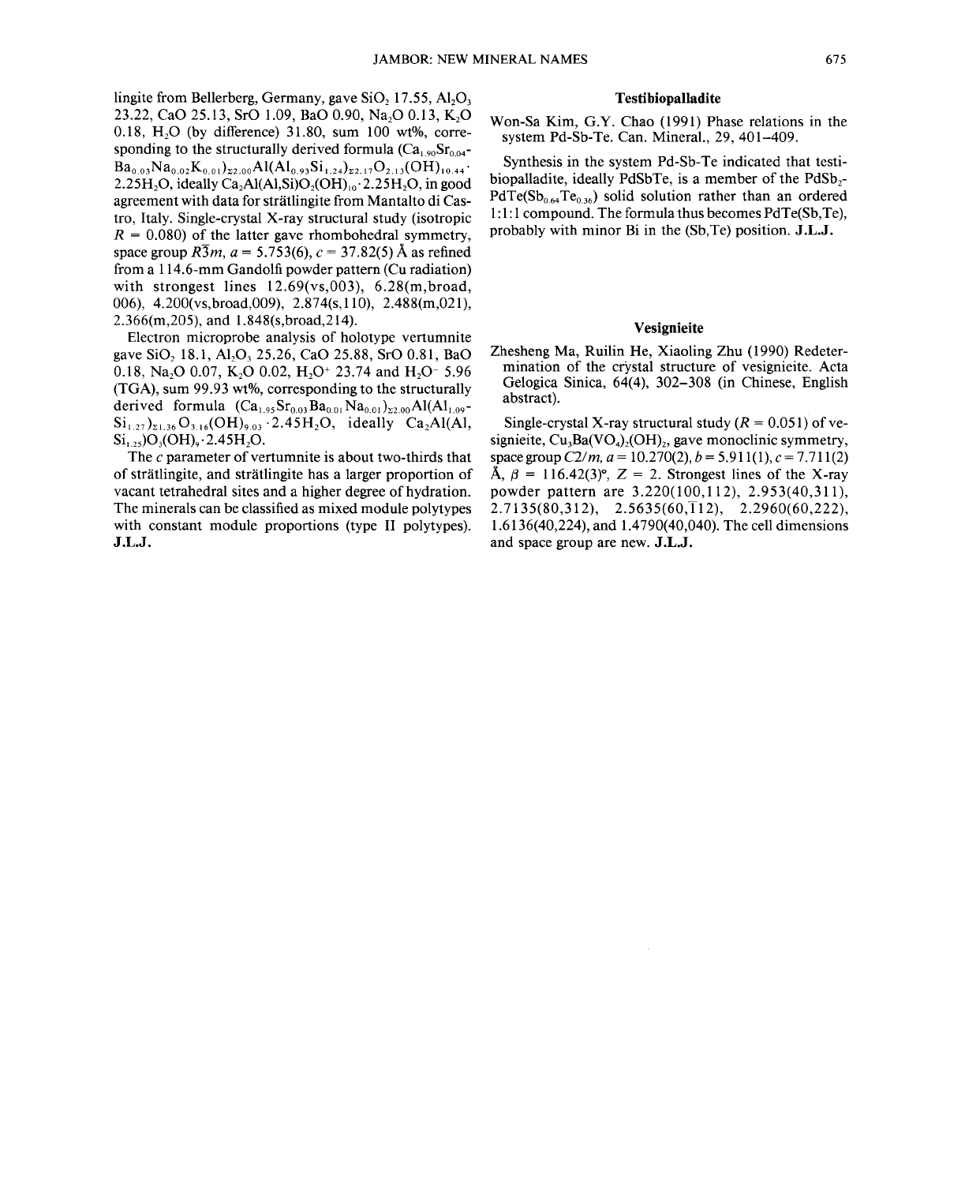lingite from Bellerberg, Germany, gave $SiO_2$ 17.55, $Al_2O_3$ 23.22, CaO 25.13, SrO 1.09, BaO 0.90, $Na_2O$ 0.13, $K_2O$ 0.18, $H_2O$ (by difference) 31.80, sum 100 wt%, corresponding to the structurally derived formula $(Ca_{1.90}Sr_{0.04}Ba_{0.03}Na_{0.02}K_{0.01})_{\Sigma 2.00}Al(Al_{0.93}Si_{1.24})_{\Sigma 2.17}O_{2.13}(OH)_{10.44}\cdot 2.25H_2O$, ideally $Ca_2Al(Al,Si)O_2(OH)_{10}\cdot 2.25H_2O$, in good agreement with data for strätlingite from Mantalto di Castro, Italy. Single-crystal X-ray structural study (isotropic $R = 0.080$) of the latter gave rhombohedral symmetry, space group $R\bar{3}m$, $a = 5.753(6)$, $c = 37.82(5)$ Å as refined from a 114.6-mm Gandolfi powder pattern (Cu radiation) with strongest lines 12.69(vs,003), 6.28(m,broad, 006), 4.200(vs,broad,009), 2.874(s,110), 2.488(m,021), 2.366(m,205), and 1.848(s,broad,214).

Electron microprobe analysis of holotype vertumnite gave $SiO_2$ 18.1, $Al_2O_3$ 25.26, CaO 25.88, SrO 0.81, BaO 0.18, $Na_2O$ 0.07, $K_2O$ 0.02, $H_2O^+$ 23.74 and $H_2O^-$ 5.96 (TGA), sum 99.93 wt%, corresponding to the structurally derived formula $(Ca_{1.95}Sr_{0.03}Ba_{0.01}Na_{0.01})_{\Sigma 2.00}Al(Al_{1.09}Si_{1.27})_{\Sigma 1.36}O_{3.16}(OH)_{9.03}\cdot 2.45H_2O$, ideally $Ca_2Al(Al,Si_{1.25})O_3(OH)_9\cdot 2.45H_2O$.

The $c$ parameter of vertumnite is about two-thirds that of strätlingite, and strätlingite has a larger proportion of vacant tetrahedral sites and a higher degree of hydration. The minerals can be classified as mixed module polytypes with constant module proportions (type II polytypes). **J.L.J.**

## Testibiopalladite

Won-Sa Kim, G.Y. Chao (1991) Phase relations in the system Pd-Sb-Te. Can. Mineral., 29, 401–409.

Synthesis in the system Pd-Sb-Te indicated that testibiopalladite, ideally PdSbTe, is a member of the $PdSb_2$-$PdTe(Sb_{0.64}Te_{0.36})$ solid solution rather than an ordered 1:1:1 compound. The formula thus becomes PdTe(Sb,Te), probably with minor Bi in the (Sb,Te) position. **J.L.J.**

## Vesignieite

Zhesheng Ma, Ruilin He, Xiaoling Zhu (1990) Redetermination of the crystal structure of vesignieite. Acta Gelogica Sinica, 64(4), 302–308 (in Chinese, English abstract).

Single-crystal X-ray structural study ($R = 0.051$) of vesignieite, $Cu_3Ba(VO_4)_2(OH)_2$, gave monoclinic symmetry, space group $C2/m$, $a = 10.270(2)$, $b = 5.911(1)$, $c = 7.711(2)$ Å, $\beta = 116.42(3)°$, $Z = 2$. Strongest lines of the X-ray powder pattern are 3.220(100,112), 2.953(40,311), 2.7135(80,312), 2.5635(60,$\bar{1}$12), 2.2960(60,222), 1.6136(40,224), and 1.4790(40,040). The cell dimensions and space group are new. **J.L.J.**